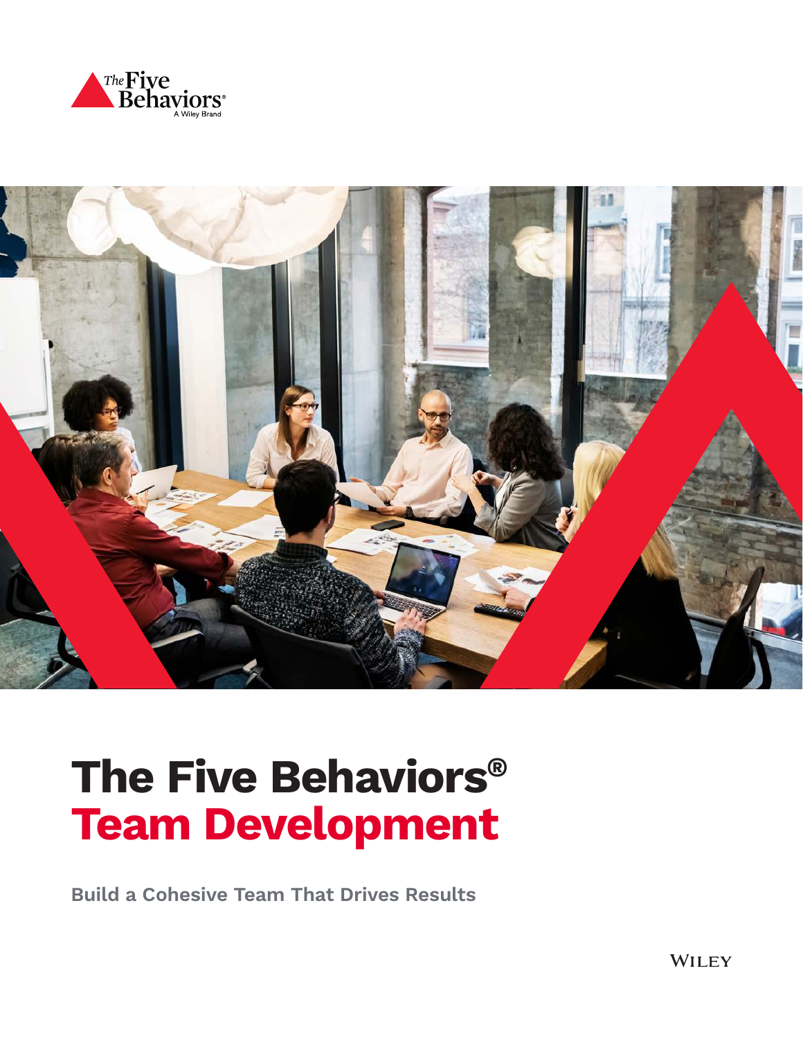The Five Behaviors®
A Wiley Brand

# The Five Behaviors®
# Team Development

**Build a Cohesive Team That Drives Results**

WILEY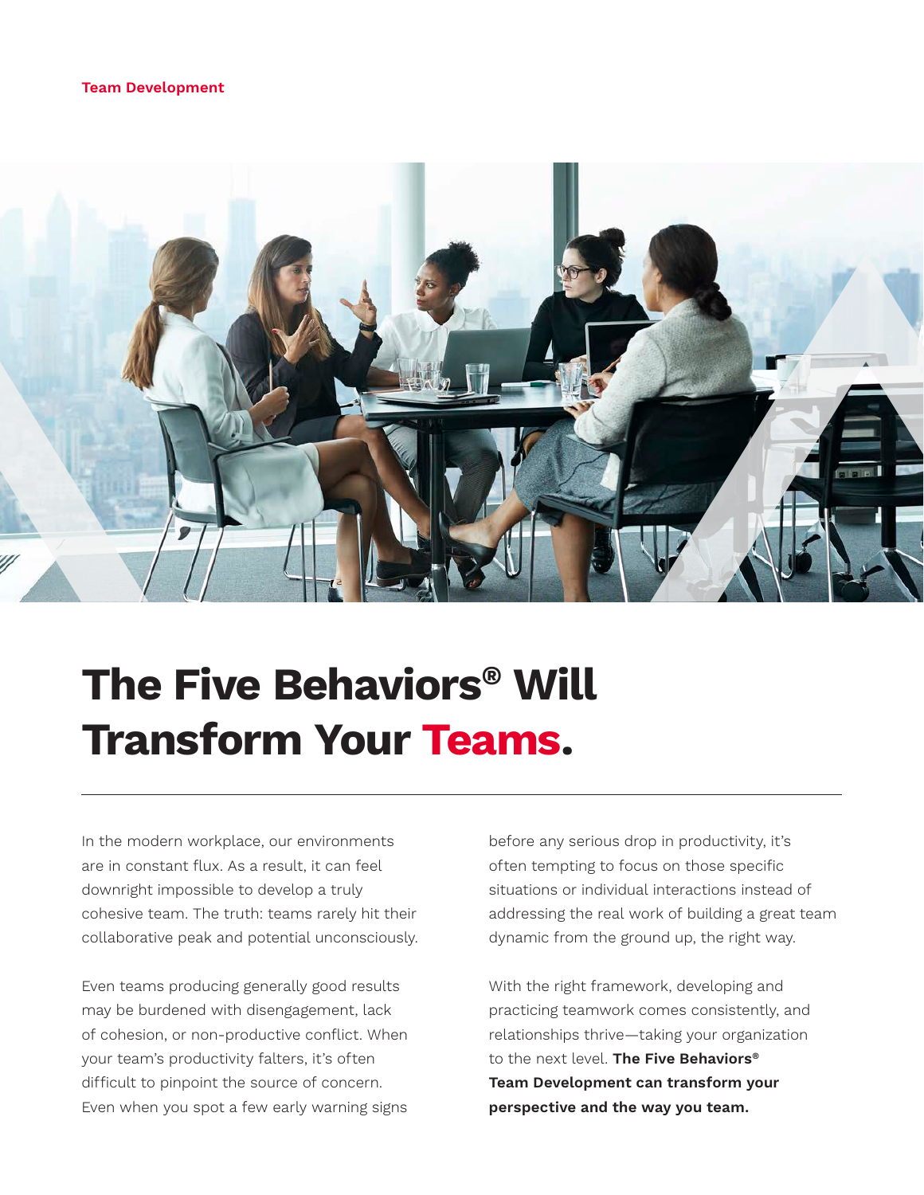Team Development

# The Five Behaviors® Will Transform Your Teams.

In the modern workplace, our environments are in constant flux. As a result, it can feel downright impossible to develop a truly cohesive team. The truth: teams rarely hit their collaborative peak and potential unconsciously.

Even teams producing generally good results may be burdened with disengagement, lack of cohesion, or non-productive conflict. When your team's productivity falters, it's often difficult to pinpoint the source of concern. Even when you spot a few early warning signs before any serious drop in productivity, it's often tempting to focus on those specific situations or individual interactions instead of addressing the real work of building a great team dynamic from the ground up, the right way.

With the right framework, developing and practicing teamwork comes consistently, and relationships thrive—taking your organization to the next level. **The Five Behaviors® Team Development can transform your perspective and the way you team.**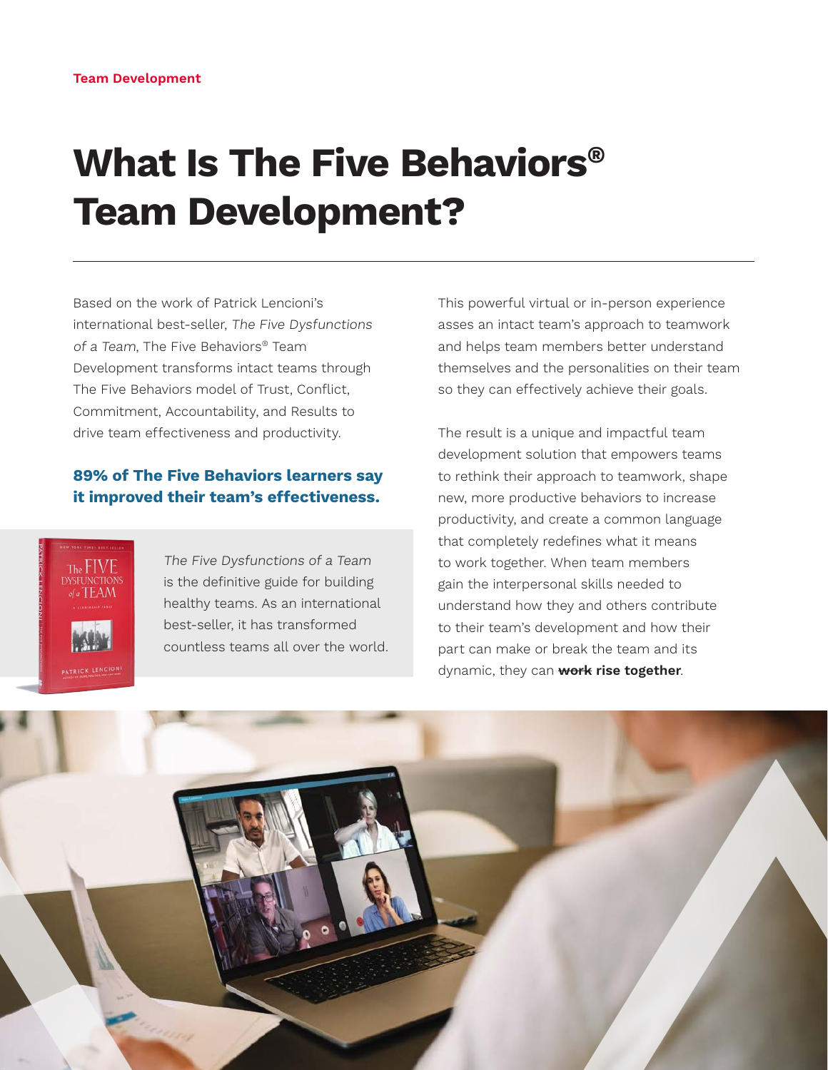Team Development

# What Is The Five Behaviors® Team Development?

Based on the work of Patrick Lencioni's international best-seller, *The Five Dysfunctions of a Team*, The Five Behaviors® Team Development transforms intact teams through The Five Behaviors model of Trust, Conflict, Commitment, Accountability, and Results to drive team effectiveness and productivity.

**89% of The Five Behaviors learners say it improved their team's effectiveness.**

*The Five Dysfunctions of a Team* is the definitive guide for building healthy teams. As an international best-seller, it has transformed countless teams all over the world.

This powerful virtual or in-person experience asses an intact team's approach to teamwork and helps team members better understand themselves and the personalities on their team so they can effectively achieve their goals.

The result is a unique and impactful team development solution that empowers teams to rethink their approach to teamwork, shape new, more productive behaviors to increase productivity, and create a common language that completely redefines what it means to work together. When team members gain the interpersonal skills needed to understand how they and others contribute to their team's development and how their part can make or break the team and its dynamic, they can ~~**work**~~ **rise together**.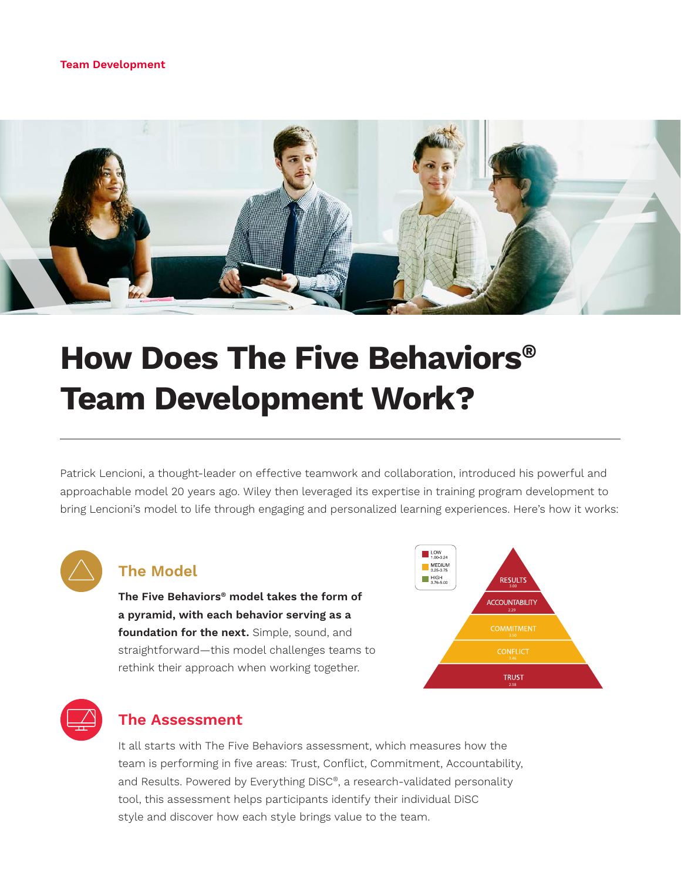Team Development

# How Does The Five Behaviors® Team Development Work?

Patrick Lencioni, a thought-leader on effective teamwork and collaboration, introduced his powerful and approachable model 20 years ago. Wiley then leveraged its expertise in training program development to bring Lencioni's model to life through engaging and personalized learning experiences. Here's how it works:

## The Model

**The Five Behaviors® model takes the form of a pyramid, with each behavior serving as a foundation for the next.** Simple, sound, and straightforward—this model challenges teams to rethink their approach when working together.

LOW 1.00–3.24
MEDIUM 3.25–3.75
HIGH 3.76–5.00

RESULTS 3.00
ACCOUNTABILITY 2.29
COMMITMENT 3.50
CONFLICT 3.46
TRUST 2.58

## The Assessment

It all starts with The Five Behaviors assessment, which measures how the team is performing in five areas: Trust, Conflict, Commitment, Accountability, and Results. Powered by Everything DiSC®, a research-validated personality tool, this assessment helps participants identify their individual DiSC style and discover how each style brings value to the team.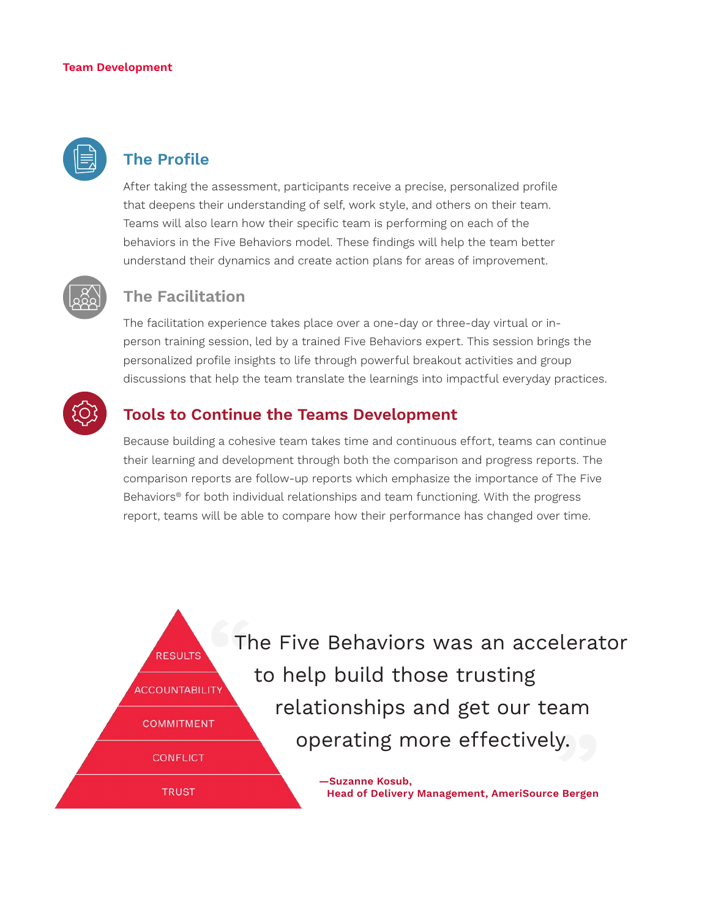Team Development

## The Profile

After taking the assessment, participants receive a precise, personalized profile that deepens their understanding of self, work style, and others on their team. Teams will also learn how their specific team is performing on each of the behaviors in the Five Behaviors model. These findings will help the team better understand their dynamics and create action plans for areas of improvement.

## The Facilitation

The facilitation experience takes place over a one-day or three-day virtual or in-person training session, led by a trained Five Behaviors expert. This session brings the personalized profile insights to life through powerful breakout activities and group discussions that help the team translate the learnings into impactful everyday practices.

## Tools to Continue the Teams Development

Because building a cohesive team takes time and continuous effort, teams can continue their learning and development through both the comparison and progress reports. The comparison reports are follow-up reports which emphasize the importance of The Five Behaviors® for both individual relationships and team functioning. With the progress report, teams will be able to compare how their performance has changed over time.

RESULTS
ACCOUNTABILITY
COMMITMENT
CONFLICT
TRUST

> "The Five Behaviors was an accelerator to help build those trusting relationships and get our team operating more effectively."
>
> **—Suzanne Kosub, Head of Delivery Management, AmeriSource Bergen**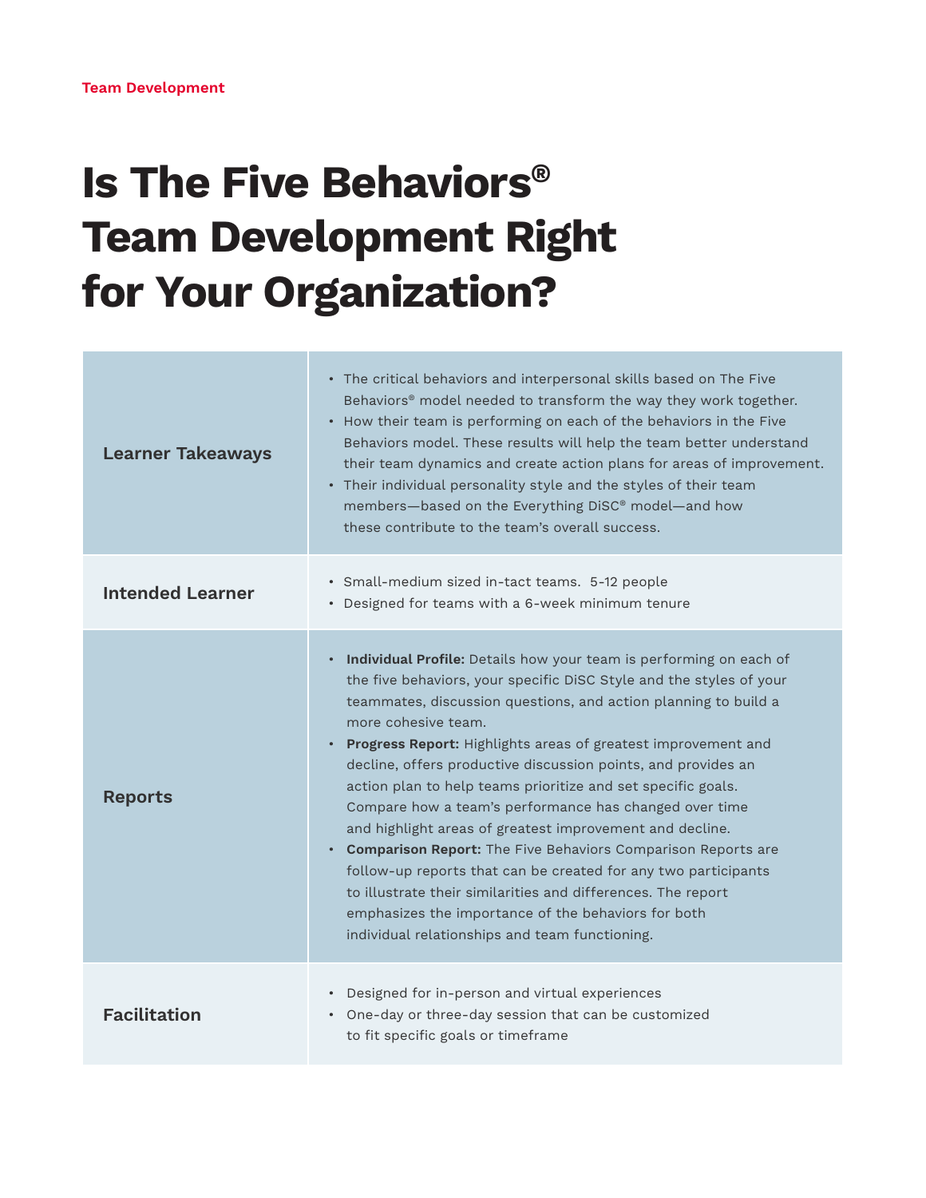Team Development

# Is The Five Behaviors® Team Development Right for Your Organization?

| | |
|---|---|
| **Learner Takeaways** | • The critical behaviors and interpersonal skills based on The Five Behaviors® model needed to transform the way they work together.<br>• How their team is performing on each of the behaviors in the Five Behaviors model. These results will help the team better understand their team dynamics and create action plans for areas of improvement.<br>• Their individual personality style and the styles of their team members—based on the Everything DiSC® model—and how these contribute to the team's overall success. |
| **Intended Learner** | • Small-medium sized in-tact teams. 5-12 people<br>• Designed for teams with a 6-week minimum tenure |
| **Reports** | • **Individual Profile:** Details how your team is performing on each of the five behaviors, your specific DiSC Style and the styles of your teammates, discussion questions, and action planning to build a more cohesive team.<br>• **Progress Report:** Highlights areas of greatest improvement and decline, offers productive discussion points, and provides an action plan to help teams prioritize and set specific goals. Compare how a team's performance has changed over time and highlight areas of greatest improvement and decline.<br>• **Comparison Report:** The Five Behaviors Comparison Reports are follow-up reports that can be created for any two participants to illustrate their similarities and differences. The report emphasizes the importance of the behaviors for both individual relationships and team functioning. |
| **Facilitation** | • Designed for in-person and virtual experiences<br>• One-day or three-day session that can be customized to fit specific goals or timeframe |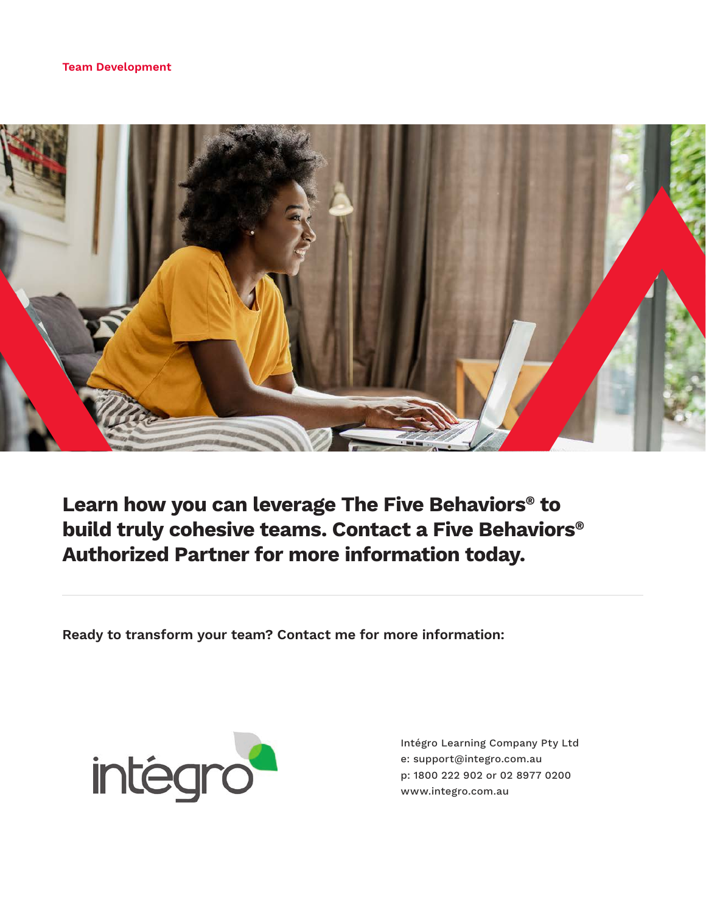Team Development

**Learn how you can leverage The Five Behaviors® to build truly cohesive teams. Contact a Five Behaviors® Authorized Partner for more information today.**

---

**Ready to transform your team? Contact me for more information:**

Intégro Learning Company Pty Ltd
e: support@integro.com.au
p: 1800 222 902 or 02 8977 0200
www.integro.com.au